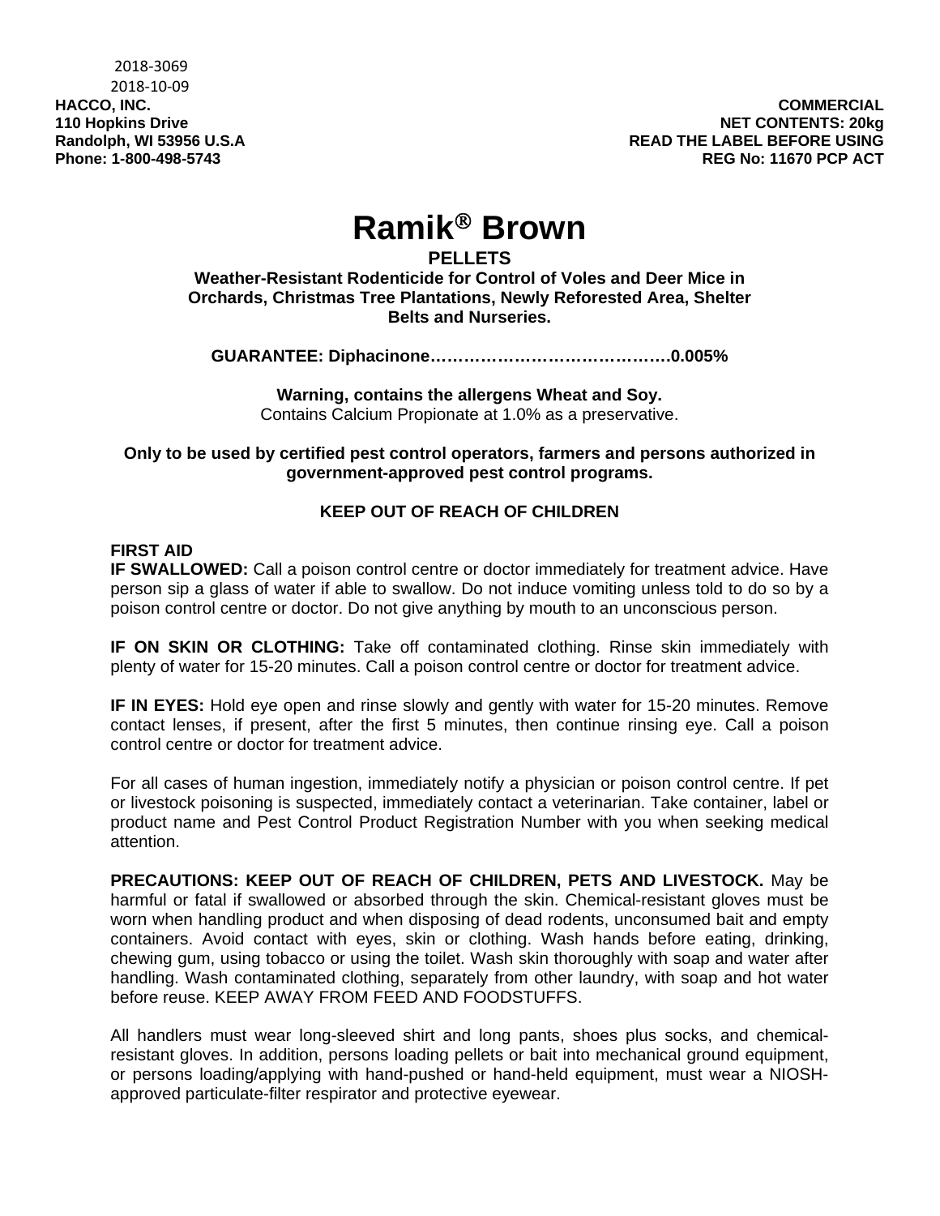2018-3069
2018-10-09

**HACCO, INC.**
**110 Hopkins Drive**
**Randolph, WI 53956 U.S.A**
**Phone: 1-800-498-5743**

**COMMERCIAL**
**NET CONTENTS: 20kg**
**READ THE LABEL BEFORE USING**
**REG No: 11670 PCP ACT**

# Ramik® Brown

**PELLETS**

**Weather-Resistant Rodenticide for Control of Voles and Deer Mice in Orchards, Christmas Tree Plantations, Newly Reforested Area, Shelter Belts and Nurseries.**

**GUARANTEE: Diphacinone…………………………………….0.005%**

**Warning, contains the allergens Wheat and Soy.**
Contains Calcium Propionate at 1.0% as a preservative.

**Only to be used by certified pest control operators, farmers and persons authorized in government-approved pest control programs.**

**KEEP OUT OF REACH OF CHILDREN**

**FIRST AID**

**IF SWALLOWED:** Call a poison control centre or doctor immediately for treatment advice. Have person sip a glass of water if able to swallow. Do not induce vomiting unless told to do so by a poison control centre or doctor. Do not give anything by mouth to an unconscious person.

**IF ON SKIN OR CLOTHING:** Take off contaminated clothing. Rinse skin immediately with plenty of water for 15-20 minutes. Call a poison control centre or doctor for treatment advice.

**IF IN EYES:** Hold eye open and rinse slowly and gently with water for 15-20 minutes. Remove contact lenses, if present, after the first 5 minutes, then continue rinsing eye. Call a poison control centre or doctor for treatment advice.

For all cases of human ingestion, immediately notify a physician or poison control centre. If pet or livestock poisoning is suspected, immediately contact a veterinarian. Take container, label or product name and Pest Control Product Registration Number with you when seeking medical attention.

**PRECAUTIONS: KEEP OUT OF REACH OF CHILDREN, PETS AND LIVESTOCK.** May be harmful or fatal if swallowed or absorbed through the skin. Chemical-resistant gloves must be worn when handling product and when disposing of dead rodents, unconsumed bait and empty containers. Avoid contact with eyes, skin or clothing. Wash hands before eating, drinking, chewing gum, using tobacco or using the toilet. Wash skin thoroughly with soap and water after handling. Wash contaminated clothing, separately from other laundry, with soap and hot water before reuse. KEEP AWAY FROM FEED AND FOODSTUFFS.

All handlers must wear long-sleeved shirt and long pants, shoes plus socks, and chemical-resistant gloves. In addition, persons loading pellets or bait into mechanical ground equipment, or persons loading/applying with hand-pushed or hand-held equipment, must wear a NIOSH-approved particulate-filter respirator and protective eyewear.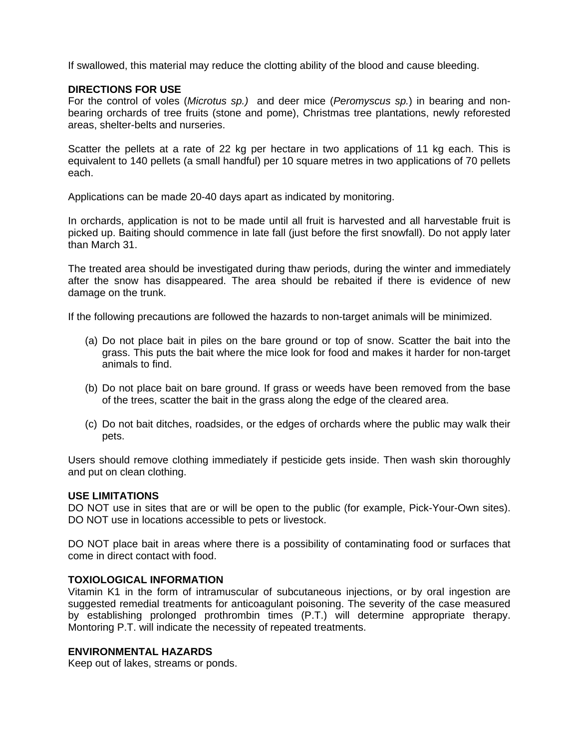If swallowed, this material may reduce the clotting ability of the blood and cause bleeding.

**DIRECTIONS FOR USE**
For the control of voles (*Microtus sp.)* and deer mice (*Peromyscus sp.*) in bearing and non-bearing orchards of tree fruits (stone and pome), Christmas tree plantations, newly reforested areas, shelter-belts and nurseries.

Scatter the pellets at a rate of 22 kg per hectare in two applications of 11 kg each. This is equivalent to 140 pellets (a small handful) per 10 square metres in two applications of 70 pellets each.

Applications can be made 20-40 days apart as indicated by monitoring.

In orchards, application is not to be made until all fruit is harvested and all harvestable fruit is picked up. Baiting should commence in late fall (just before the first snowfall). Do not apply later than March 31.

The treated area should be investigated during thaw periods, during the winter and immediately after the snow has disappeared. The area should be rebaited if there is evidence of new damage on the trunk.

If the following precautions are followed the hazards to non-target animals will be minimized.

(a) Do not place bait in piles on the bare ground or top of snow. Scatter the bait into the grass. This puts the bait where the mice look for food and makes it harder for non-target animals to find.

(b) Do not place bait on bare ground. If grass or weeds have been removed from the base of the trees, scatter the bait in the grass along the edge of the cleared area.

(c) Do not bait ditches, roadsides, or the edges of orchards where the public may walk their pets.

Users should remove clothing immediately if pesticide gets inside. Then wash skin thoroughly and put on clean clothing.

**USE LIMITATIONS**
DO NOT use in sites that are or will be open to the public (for example, Pick-Your-Own sites). DO NOT use in locations accessible to pets or livestock.

DO NOT place bait in areas where there is a possibility of contaminating food or surfaces that come in direct contact with food.

**TOXIOLOGICAL INFORMATION**
Vitamin K1 in the form of intramuscular of subcutaneous injections, or by oral ingestion are suggested remedial treatments for anticoagulant poisoning. The severity of the case measured by establishing prolonged prothrombin times (P.T.) will determine appropriate therapy. Montoring P.T. will indicate the necessity of repeated treatments.

**ENVIRONMENTAL HAZARDS**
Keep out of lakes, streams or ponds.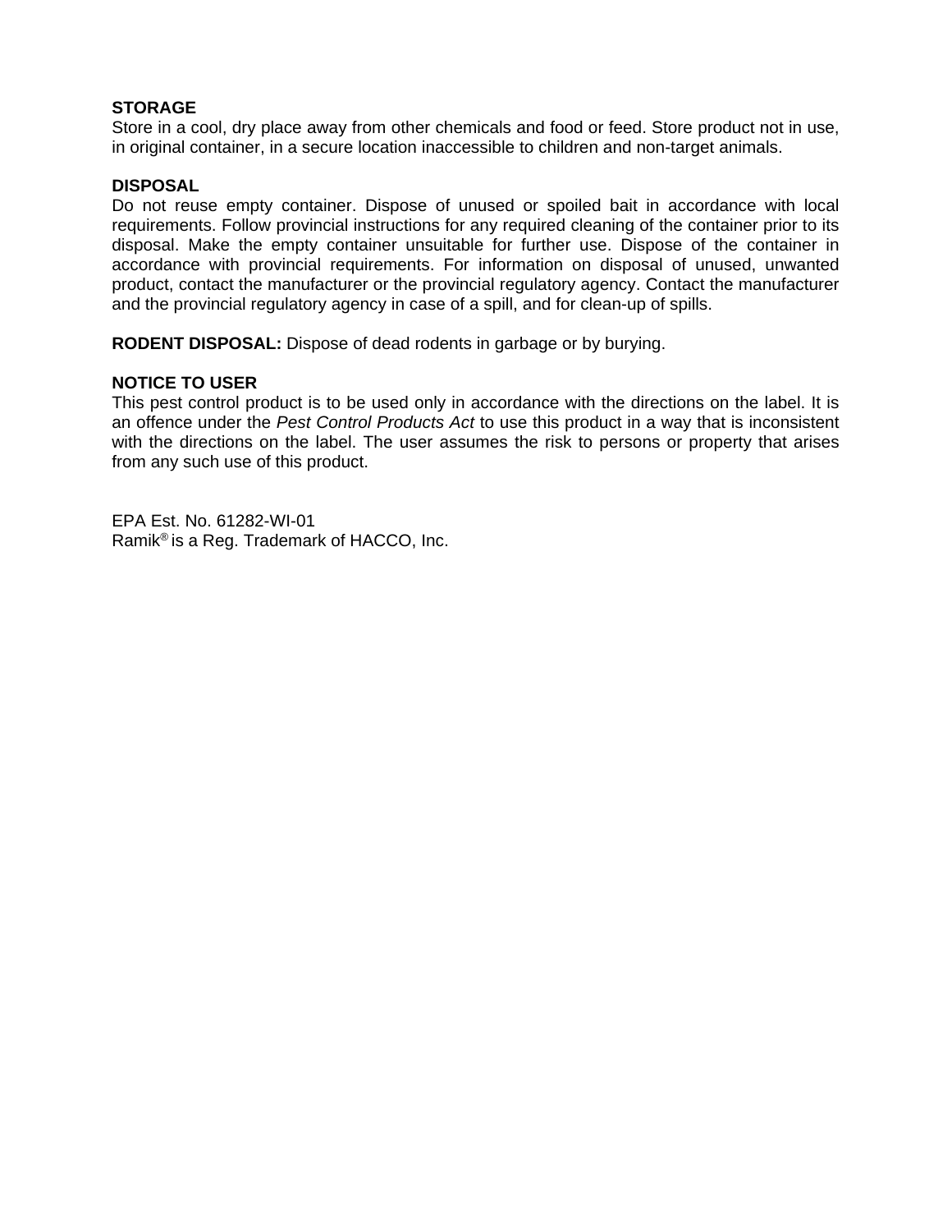**STORAGE**
Store in a cool, dry place away from other chemicals and food or feed. Store product not in use, in original container, in a secure location inaccessible to children and non-target animals.

**DISPOSAL**
Do not reuse empty container. Dispose of unused or spoiled bait in accordance with local requirements. Follow provincial instructions for any required cleaning of the container prior to its disposal. Make the empty container unsuitable for further use. Dispose of the container in accordance with provincial requirements. For information on disposal of unused, unwanted product, contact the manufacturer or the provincial regulatory agency. Contact the manufacturer and the provincial regulatory agency in case of a spill, and for clean-up of spills.

**RODENT DISPOSAL:** Dispose of dead rodents in garbage or by burying.

**NOTICE TO USER**
This pest control product is to be used only in accordance with the directions on the label. It is an offence under the *Pest Control Products Act* to use this product in a way that is inconsistent with the directions on the label. The user assumes the risk to persons or property that arises from any such use of this product.

EPA Est. No. 61282-WI-01
Ramik® is a Reg. Trademark of HACCO, Inc.